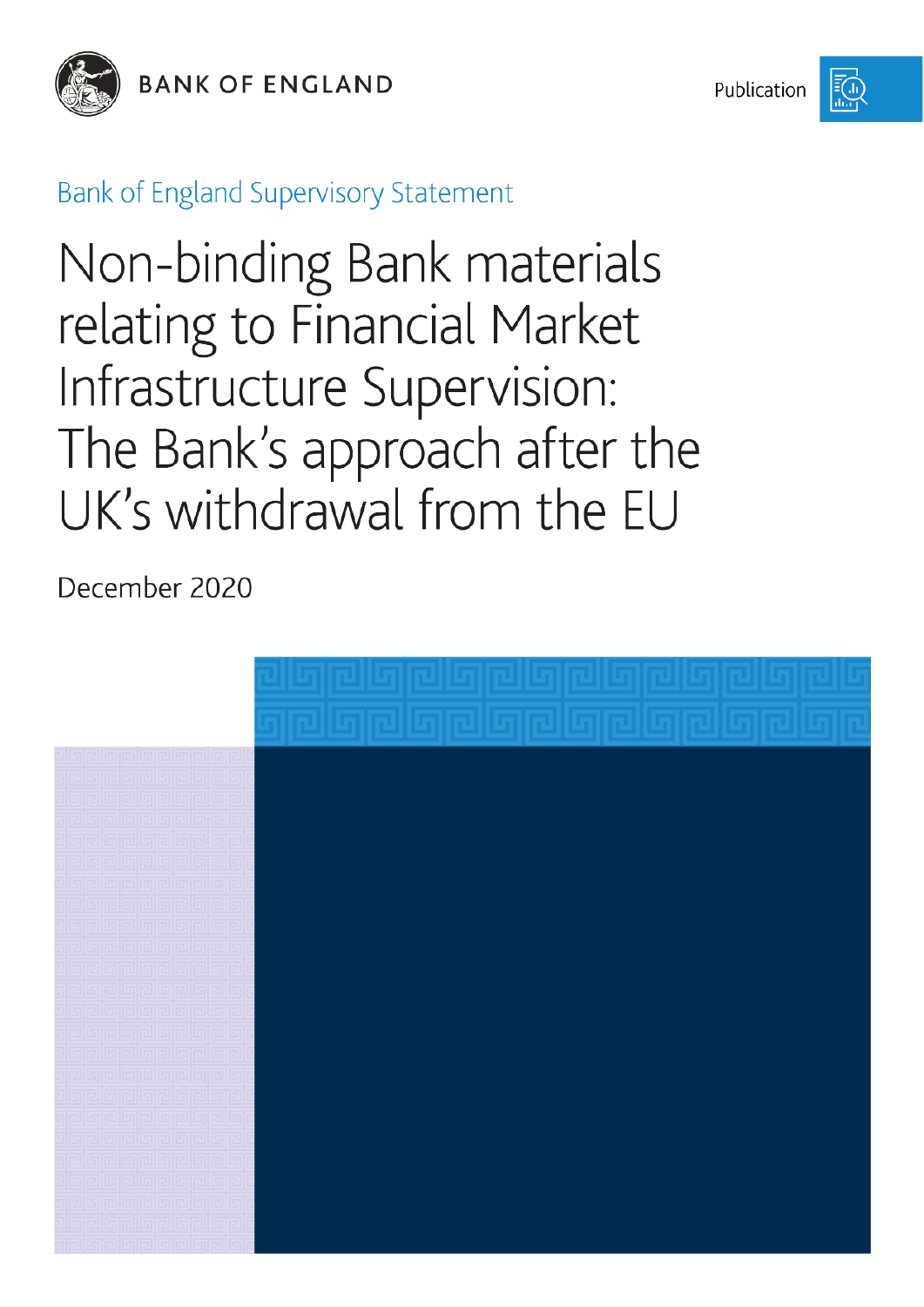BANK OF ENGLAND

Publication

Bank of England Supervisory Statement

# Non-binding Bank materials relating to Financial Market Infrastructure Supervision: The Bank's approach after the UK's withdrawal from the EU

December 2020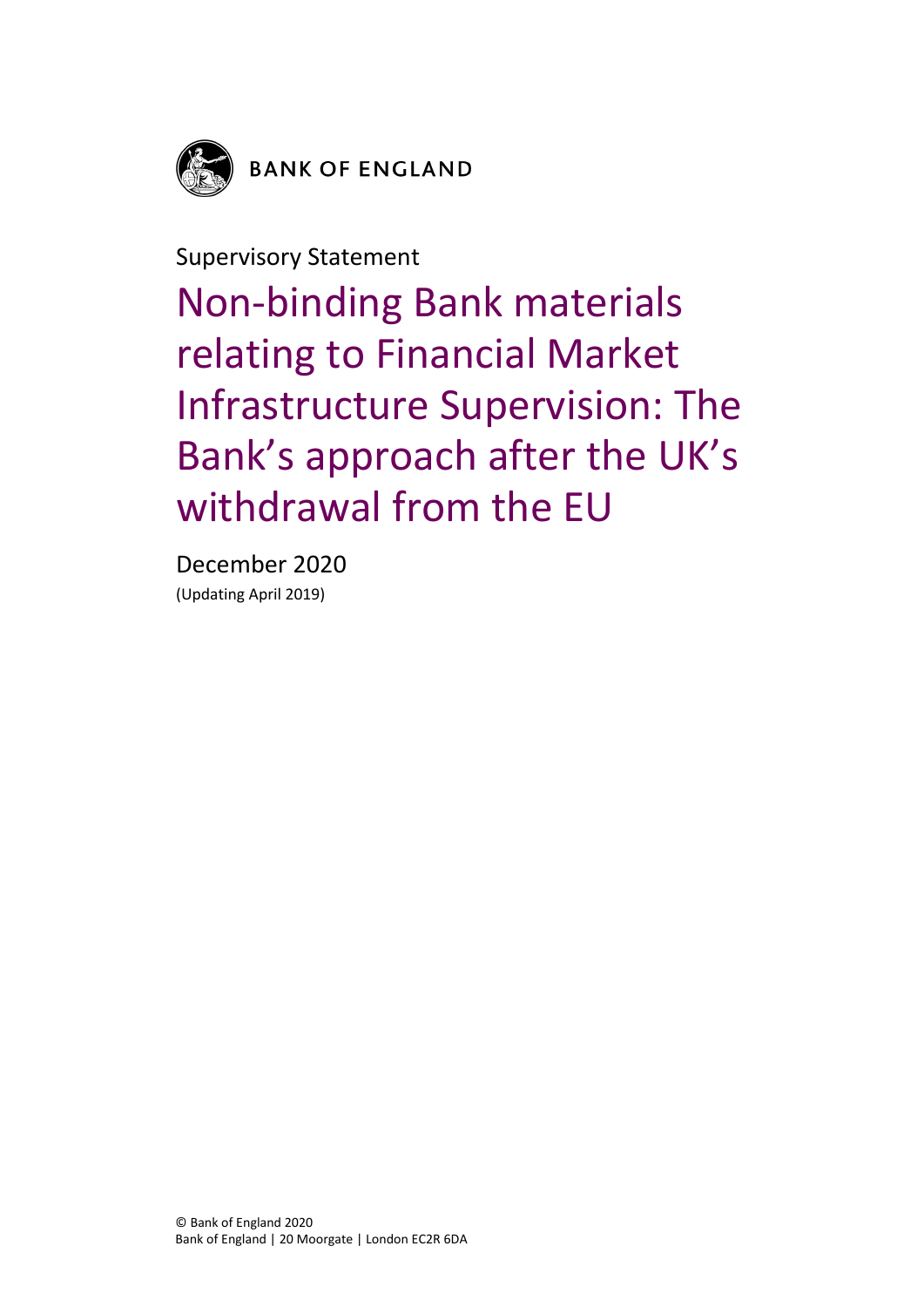BANK OF ENGLAND

Supervisory Statement

# Non-binding Bank materials relating to Financial Market Infrastructure Supervision: The Bank's approach after the UK's withdrawal from the EU

December 2020

(Updating April 2019)

© Bank of England 2020
Bank of England | 20 Moorgate | London EC2R 6DA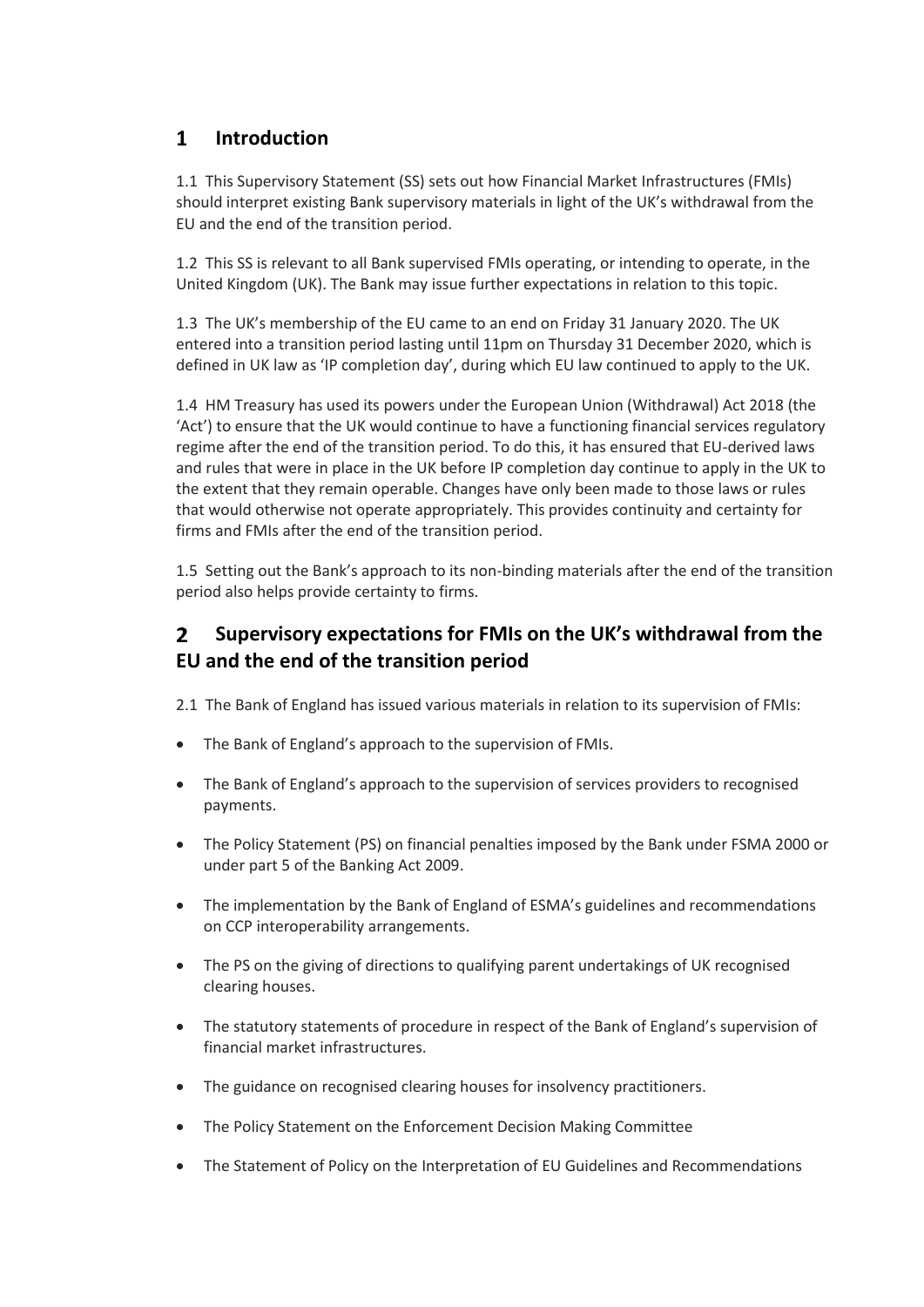# 1 Introduction

1.1 This Supervisory Statement (SS) sets out how Financial Market Infrastructures (FMIs) should interpret existing Bank supervisory materials in light of the UK's withdrawal from the EU and the end of the transition period.

1.2 This SS is relevant to all Bank supervised FMIs operating, or intending to operate, in the United Kingdom (UK). The Bank may issue further expectations in relation to this topic.

1.3 The UK's membership of the EU came to an end on Friday 31 January 2020. The UK entered into a transition period lasting until 11pm on Thursday 31 December 2020, which is defined in UK law as 'IP completion day', during which EU law continued to apply to the UK.

1.4 HM Treasury has used its powers under the European Union (Withdrawal) Act 2018 (the 'Act') to ensure that the UK would continue to have a functioning financial services regulatory regime after the end of the transition period. To do this, it has ensured that EU-derived laws and rules that were in place in the UK before IP completion day continue to apply in the UK to the extent that they remain operable. Changes have only been made to those laws or rules that would otherwise not operate appropriately. This provides continuity and certainty for firms and FMIs after the end of the transition period.

1.5 Setting out the Bank's approach to its non-binding materials after the end of the transition period also helps provide certainty to firms.

# 2 Supervisory expectations for FMIs on the UK's withdrawal from the EU and the end of the transition period

2.1 The Bank of England has issued various materials in relation to its supervision of FMIs:

- The Bank of England's approach to the supervision of FMIs.
- The Bank of England's approach to the supervision of services providers to recognised payments.
- The Policy Statement (PS) on financial penalties imposed by the Bank under FSMA 2000 or under part 5 of the Banking Act 2009.
- The implementation by the Bank of England of ESMA's guidelines and recommendations on CCP interoperability arrangements.
- The PS on the giving of directions to qualifying parent undertakings of UK recognised clearing houses.
- The statutory statements of procedure in respect of the Bank of England's supervision of financial market infrastructures.
- The guidance on recognised clearing houses for insolvency practitioners.
- The Policy Statement on the Enforcement Decision Making Committee
- The Statement of Policy on the Interpretation of EU Guidelines and Recommendations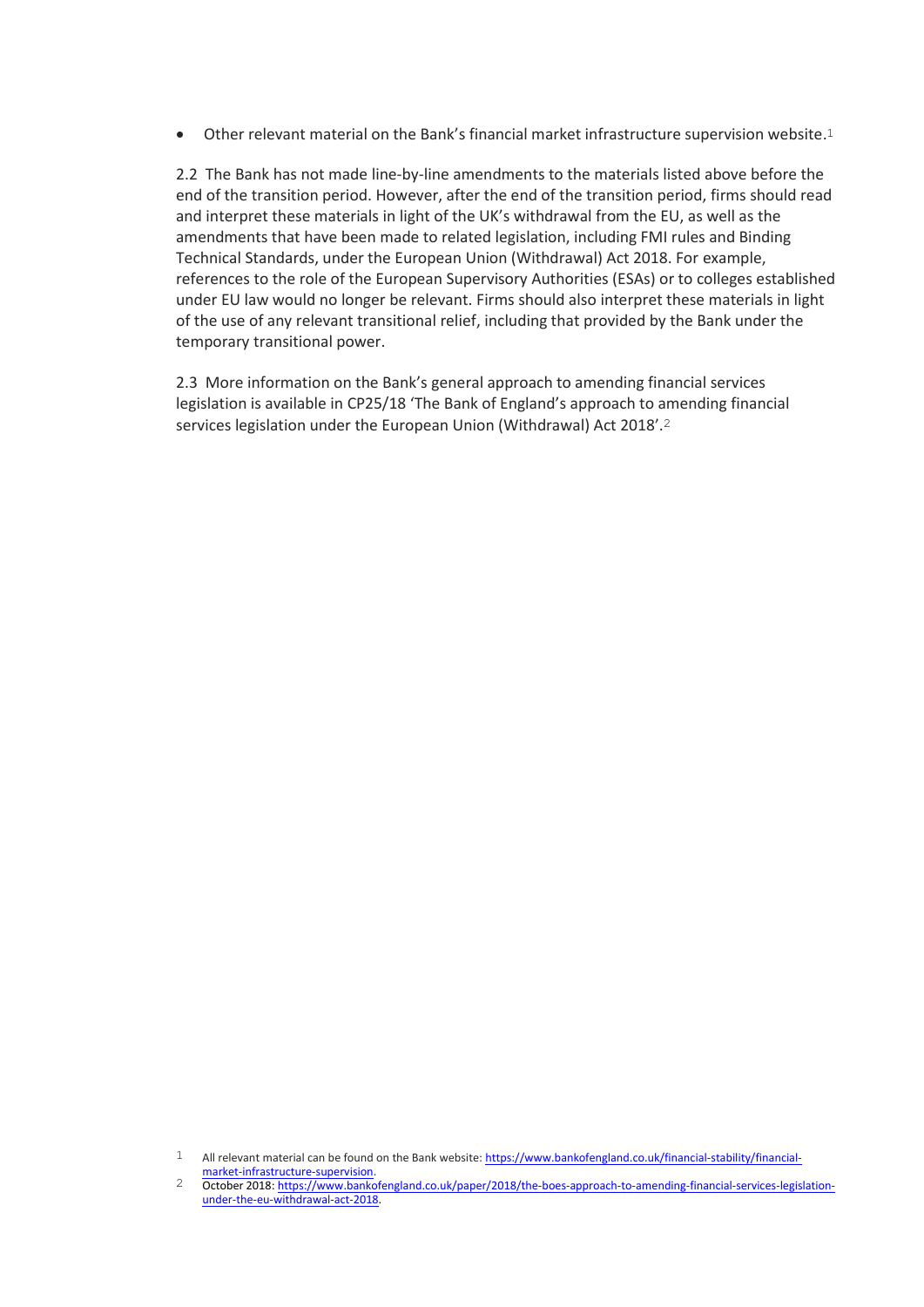- Other relevant material on the Bank's financial market infrastructure supervision website.[1]

2.2 The Bank has not made line-by-line amendments to the materials listed above before the end of the transition period. However, after the end of the transition period, firms should read and interpret these materials in light of the UK's withdrawal from the EU, as well as the amendments that have been made to related legislation, including FMI rules and Binding Technical Standards, under the European Union (Withdrawal) Act 2018. For example, references to the role of the European Supervisory Authorities (ESAs) or to colleges established under EU law would no longer be relevant. Firms should also interpret these materials in light of the use of any relevant transitional relief, including that provided by the Bank under the temporary transitional power.

2.3 More information on the Bank's general approach to amending financial services legislation is available in CP25/18 'The Bank of England's approach to amending financial services legislation under the European Union (Withdrawal) Act 2018'.[2]

[1] All relevant material can be found on the Bank website: https://www.bankofengland.co.uk/financial-stability/financial-market-infrastructure-supervision.

[2] October 2018: https://www.bankofengland.co.uk/paper/2018/the-boes-approach-to-amending-financial-services-legislation-under-the-eu-withdrawal-act-2018.